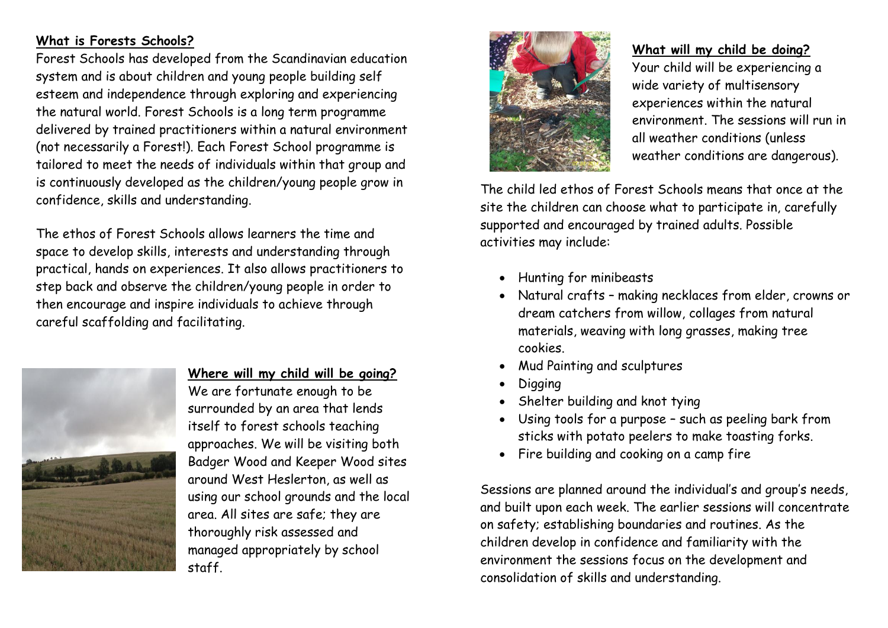## What is Forests Schools?

Forest Schools has developed from the Scandinavian education system and is about children and young people building self esteem and independence through exploring and experiencing the natural world. Forest Schools is a long term programme delivered by trained practitioners within a natural environment (not necessarily a Forest!). Each Forest School programme is tailored to meet the needs of individuals within that group and is continuously developed as the children/young people grow in confidence, skills and understanding.

The ethos of Forest Schools allows learners the time and space to develop skills, interests and understanding through practical, hands on experiences. It also allows practitioners to step back and observe the children/young people in order to then encourage and inspire individuals to achieve through careful scaffolding and facilitating.

## Where will my child will be going?

We are fortunate enough to be surrounded by an area that lends itself to forest schools teaching approaches. We will be visiting both Badger Wood and Keeper Wood sites around West Heslerton, as well as using our school grounds and the local area. All sites are safe; they are thoroughly risk assessed and managed appropriately by school staff.

## What will my child be doing?

Your child will be experiencing a wide variety of multisensory experiences within the natural environment. The sessions will run in all weather conditions (unless weather conditions are dangerous).

The child led ethos of Forest Schools means that once at the site the children can choose what to participate in, carefully supported and encouraged by trained adults. Possible activities may include:

- Hunting for minibeasts
- Natural crafts – making necklaces from elder, crowns or dream catchers from willow, collages from natural materials, weaving with long grasses, making tree cookies.
- Mud Painting and sculptures
- Digging
- Shelter building and knot tying
- Using tools for a purpose – such as peeling bark from sticks with potato peelers to make toasting forks.
- Fire building and cooking on a camp fire

Sessions are planned around the individual's and group's needs, and built upon each week. The earlier sessions will concentrate on safety; establishing boundaries and routines. As the children develop in confidence and familiarity with the environment the sessions focus on the development and consolidation of skills and understanding.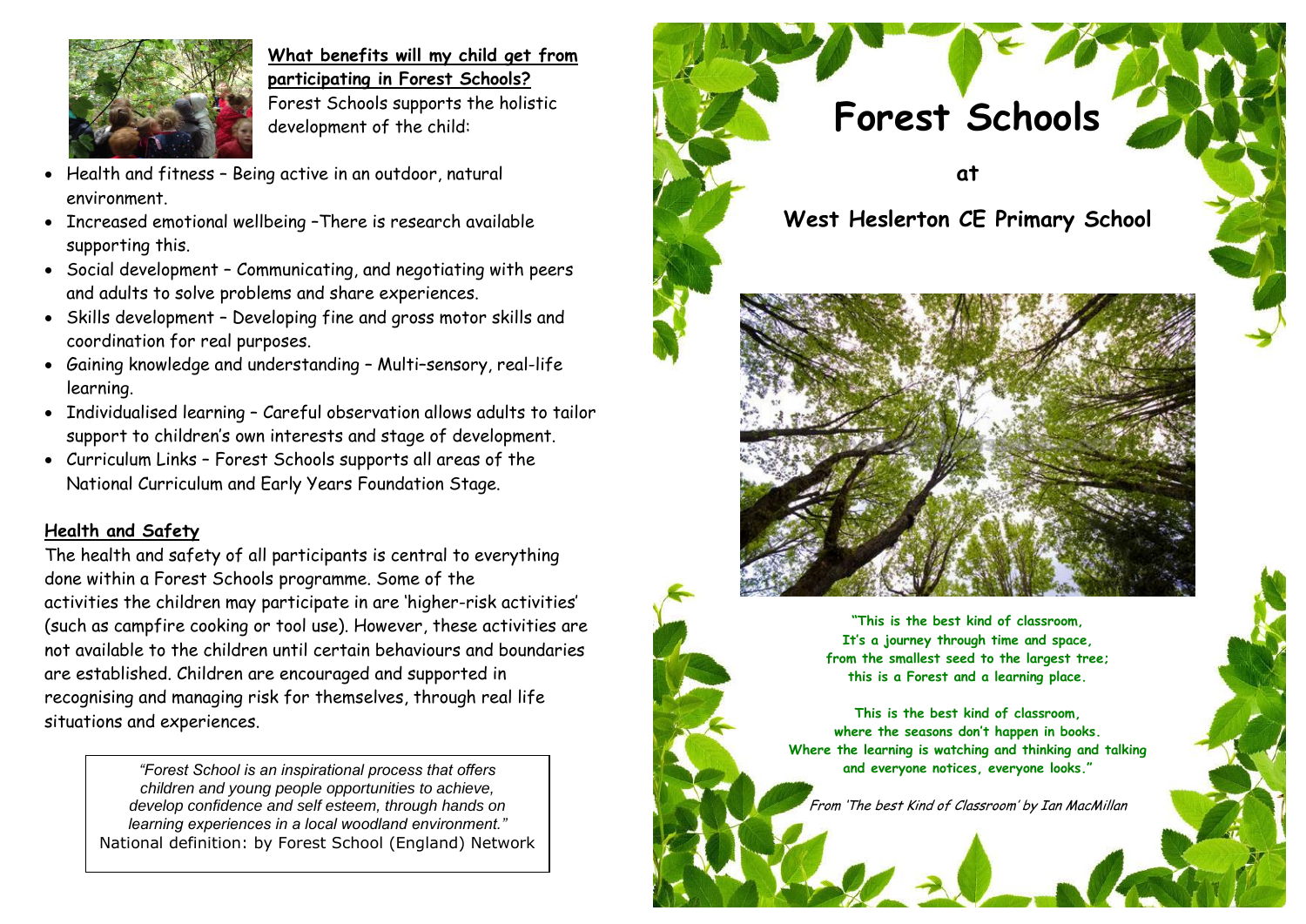## What benefits will my child get from participating in Forest Schools?

Forest Schools supports the holistic development of the child:

- Health and fitness – Being active in an outdoor, natural environment.
- Increased emotional wellbeing –There is research available supporting this.
- Social development – Communicating, and negotiating with peers and adults to solve problems and share experiences.
- Skills development – Developing fine and gross motor skills and coordination for real purposes.
- Gaining knowledge and understanding – Multi–sensory, real-life learning.
- Individualised learning – Careful observation allows adults to tailor support to children's own interests and stage of development.
- Curriculum Links – Forest Schools supports all areas of the National Curriculum and Early Years Foundation Stage.

## Health and Safety

The health and safety of all participants is central to everything done within a Forest Schools programme. Some of the activities the children may participate in are 'higher-risk activities' (such as campfire cooking or tool use). However, these activities are not available to the children until certain behaviours and boundaries are established. Children are encouraged and supported in recognising and managing risk for themselves, through real life situations and experiences.

> *"Forest School is an inspirational process that offers children and young people opportunities to achieve, develop confidence and self esteem, through hands on learning experiences in a local woodland environment."*
> National definition: by Forest School (England) Network

# Forest Schools

**at**

## West Heslerton CE Primary School

**"This is the best kind of classroom,**
**It's a journey through time and space,**
**from the smallest seed to the largest tree;**
**this is a Forest and a learning place.**

**This is the best kind of classroom,**
**where the seasons don't happen in books.**
**Where the learning is watching and thinking and talking**
**and everyone notices, everyone looks."**

*From 'The best Kind of Classroom' by Ian MacMillan*